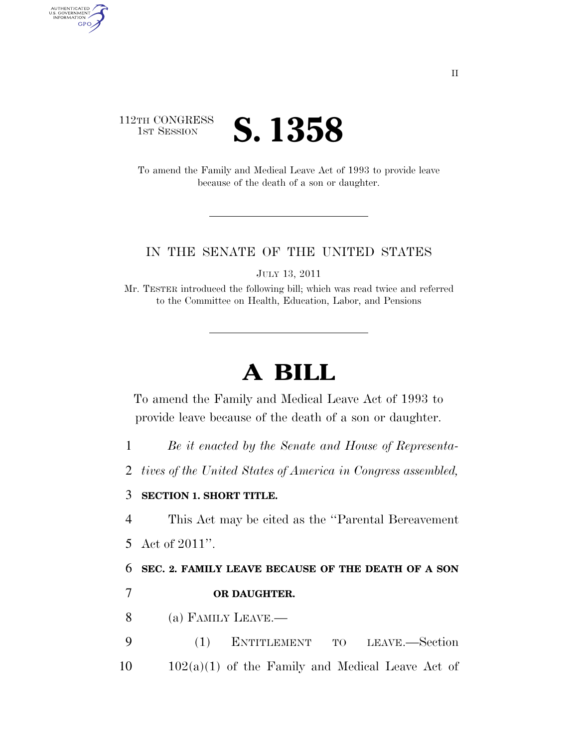II

112TH CONGRESS
1ST SESSION

# S. 1358

To amend the Family and Medical Leave Act of 1993 to provide leave because of the death of a son or daughter.

---

IN THE SENATE OF THE UNITED STATES

JULY 13, 2011

Mr. TESTER introduced the following bill; which was read twice and referred to the Committee on Health, Education, Labor, and Pensions

---

# A BILL

To amend the Family and Medical Leave Act of 1993 to provide leave because of the death of a son or daughter.

1 *Be it enacted by the Senate and House of Representa-*
2 *tives of the United States of America in Congress assembled,*

3 **SECTION 1. SHORT TITLE.**

4 This Act may be cited as the ''Parental Bereavement
5 Act of 2011''.

6 **SEC. 2. FAMILY LEAVE BECAUSE OF THE DEATH OF A SON**
7 **OR DAUGHTER.**

8 (a) FAMILY LEAVE.—

9 (1) ENTITLEMENT TO LEAVE.—Section
10 102(a)(1) of the Family and Medical Leave Act of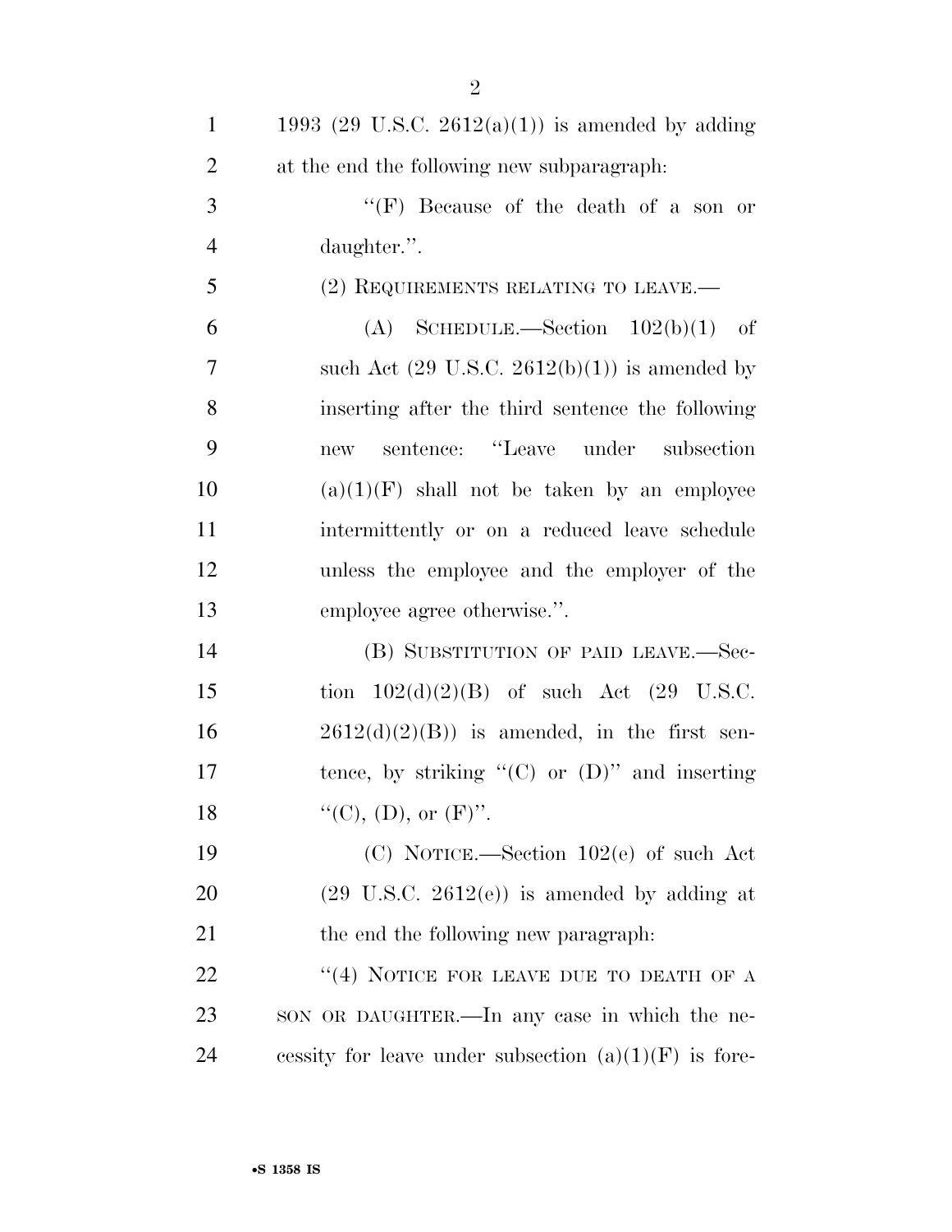1993 (29 U.S.C. 2612(a)(1)) is amended by adding at the end the following new subparagraph:

"(F) Because of the death of a son or daughter.".

(2) REQUIREMENTS RELATING TO LEAVE.—

(A) SCHEDULE.—Section 102(b)(1) of such Act (29 U.S.C. 2612(b)(1)) is amended by inserting after the third sentence the following new sentence: "Leave under subsection (a)(1)(F) shall not be taken by an employee intermittently or on a reduced leave schedule unless the employee and the employer of the employee agree otherwise.".

(B) SUBSTITUTION OF PAID LEAVE.—Section 102(d)(2)(B) of such Act (29 U.S.C. 2612(d)(2)(B)) is amended, in the first sentence, by striking "(C) or (D)" and inserting "(C), (D), or (F)".

(C) NOTICE.—Section 102(e) of such Act (29 U.S.C. 2612(e)) is amended by adding at the end the following new paragraph:

"(4) NOTICE FOR LEAVE DUE TO DEATH OF A SON OR DAUGHTER.—In any case in which the necessity for leave under subsection (a)(1)(F) is fore-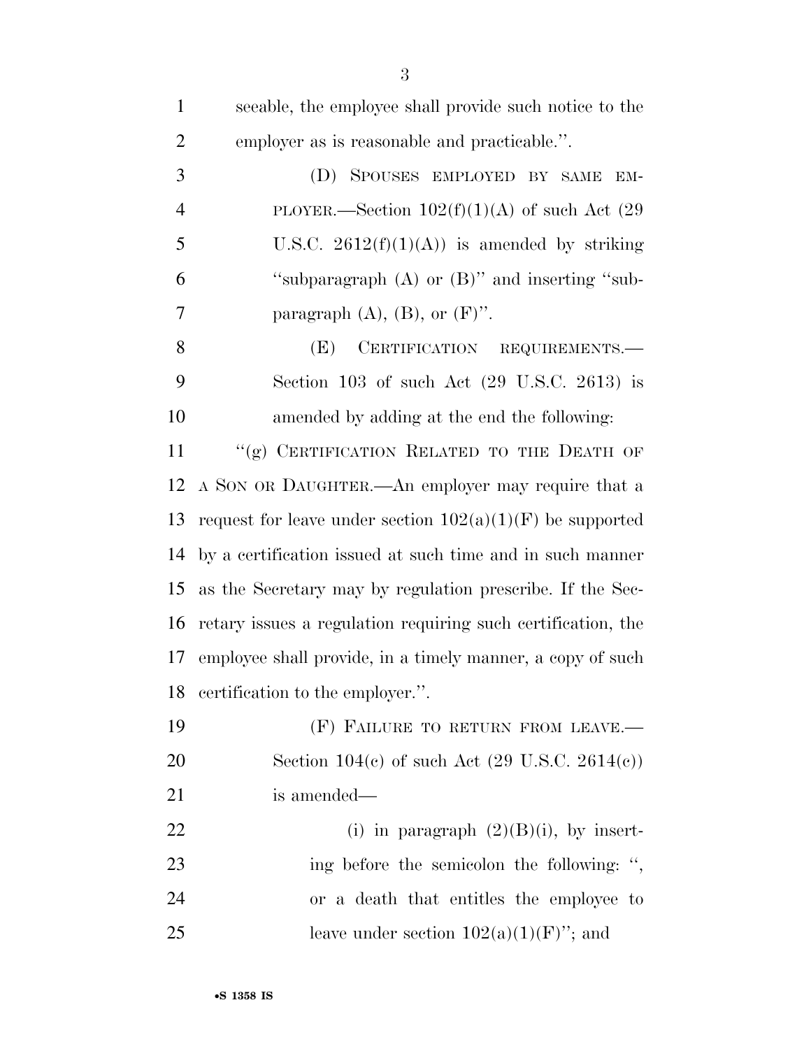seeable, the employee shall provide such notice to the employer as is reasonable and practicable.''.

(D) SPOUSES EMPLOYED BY SAME EMPLOYER.—Section 102(f)(1)(A) of such Act (29 U.S.C. 2612(f)(1)(A)) is amended by striking ''subparagraph (A) or (B)'' and inserting ''subparagraph (A), (B), or (F)''.

(E) CERTIFICATION REQUIREMENTS.—Section 103 of such Act (29 U.S.C. 2613) is amended by adding at the end the following:

''(g) CERTIFICATION RELATED TO THE DEATH OF A SON OR DAUGHTER.—An employer may require that a request for leave under section 102(a)(1)(F) be supported by a certification issued at such time and in such manner as the Secretary may by regulation prescribe. If the Secretary issues a regulation requiring such certification, the employee shall provide, in a timely manner, a copy of such certification to the employer.''.

(F) FAILURE TO RETURN FROM LEAVE.—Section 104(c) of such Act (29 U.S.C. 2614(c)) is amended—

(i) in paragraph (2)(B)(i), by inserting before the semicolon the following: '', or a death that entitles the employee to leave under section 102(a)(1)(F)''; and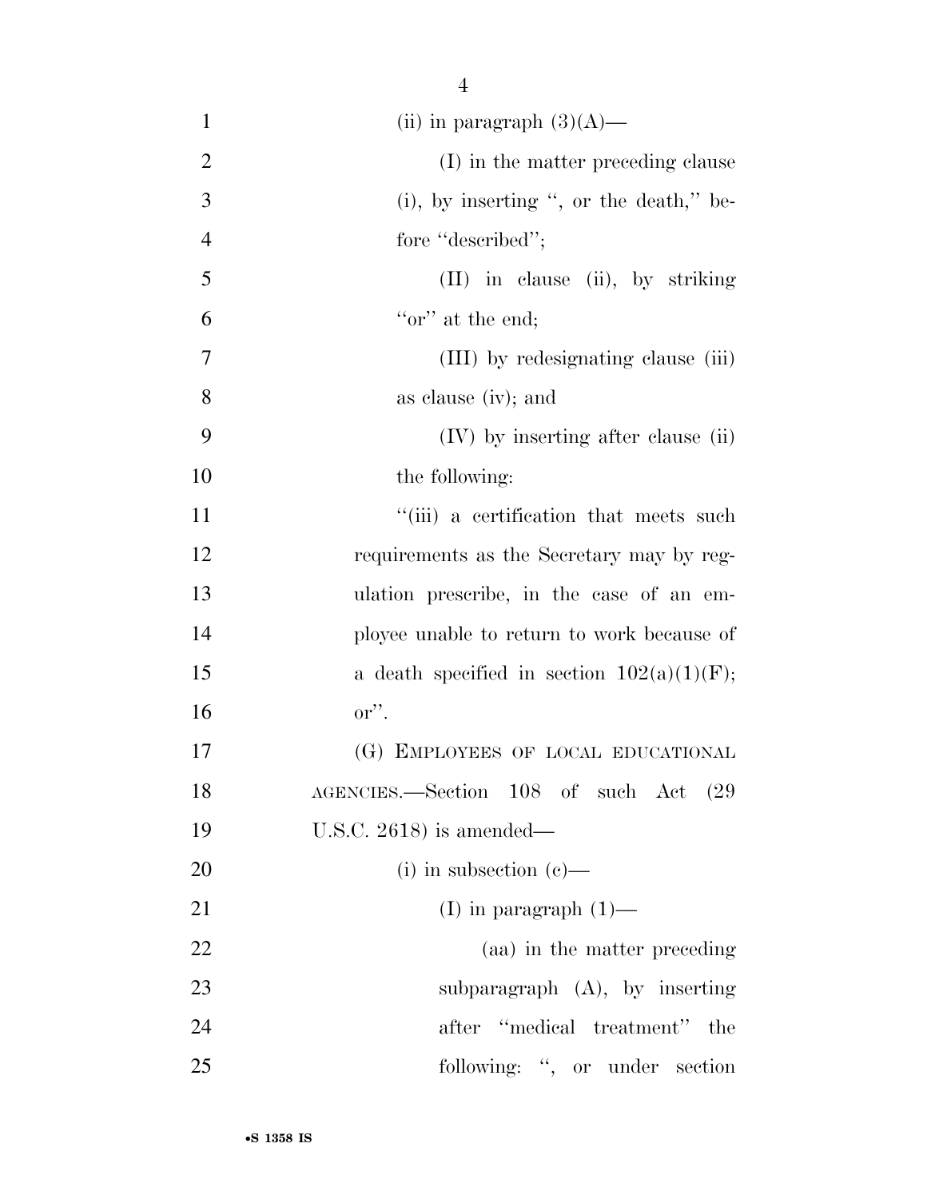(ii) in paragraph (3)(A)—

(I) in the matter preceding clause (i), by inserting ", or the death," before "described";

(II) in clause (ii), by striking "or" at the end;

(III) by redesignating clause (iii) as clause (iv); and

(IV) by inserting after clause (ii) the following:

"(iii) a certification that meets such requirements as the Secretary may by regulation prescribe, in the case of an employee unable to return to work because of a death specified in section 102(a)(1)(F); or".

(G) EMPLOYEES OF LOCAL EDUCATIONAL AGENCIES.—Section 108 of such Act (29 U.S.C. 2618) is amended—

(i) in subsection (c)—

(I) in paragraph (1)—

(aa) in the matter preceding subparagraph (A), by inserting after "medical treatment" the following: ", or under section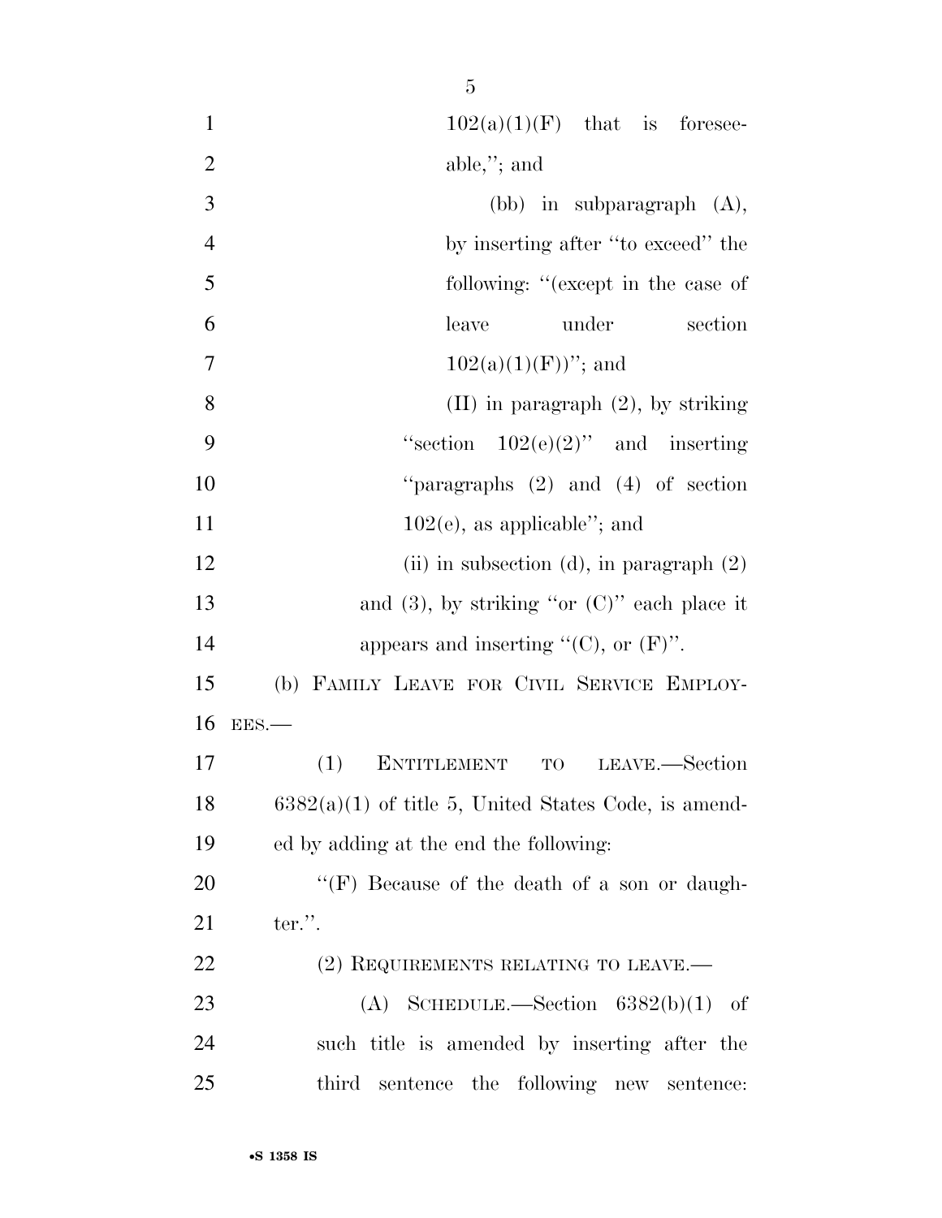102(a)(1)(F) that is foreseeable,''; and

(bb) in subparagraph (A), by inserting after ''to exceed'' the following: ''(except in the case of leave under section 102(a)(1)(F))''; and

(II) in paragraph (2), by striking ''section 102(e)(2)'' and inserting ''paragraphs (2) and (4) of section 102(e), as applicable''; and

(ii) in subsection (d), in paragraph (2) and (3), by striking ''or (C)'' each place it appears and inserting ''(C), or (F)''.

(b) FAMILY LEAVE FOR CIVIL SERVICE EMPLOYEES.—

(1) ENTITLEMENT TO LEAVE.—Section 6382(a)(1) of title 5, United States Code, is amended by adding at the end the following:

''(F) Because of the death of a son or daughter.''.

(2) REQUIREMENTS RELATING TO LEAVE.—

(A) SCHEDULE.—Section 6382(b)(1) of such title is amended by inserting after the third sentence the following new sentence: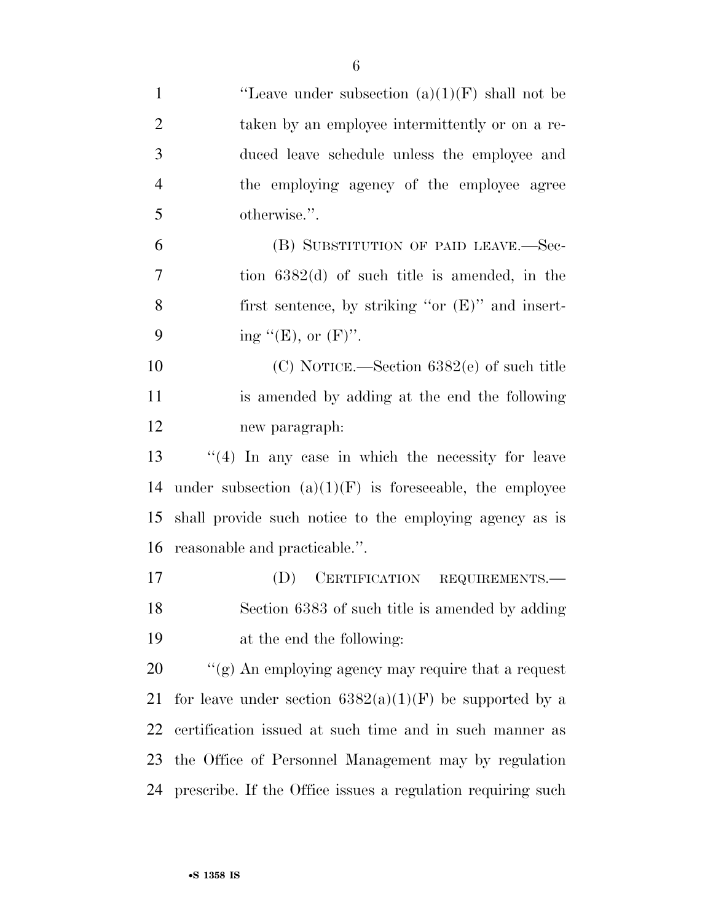"Leave under subsection (a)(1)(F) shall not be taken by an employee intermittently or on a reduced leave schedule unless the employee and the employing agency of the employee agree otherwise.".

(B) SUBSTITUTION OF PAID LEAVE.—Section 6382(d) of such title is amended, in the first sentence, by striking "or (E)" and inserting "(E), or (F)".

(C) NOTICE.—Section 6382(e) of such title is amended by adding at the end the following new paragraph:

"(4) In any case in which the necessity for leave under subsection (a)(1)(F) is foreseeable, the employee shall provide such notice to the employing agency as is reasonable and practicable.".

(D) CERTIFICATION REQUIREMENTS.—Section 6383 of such title is amended by adding at the end the following:

"(g) An employing agency may require that a request for leave under section 6382(a)(1)(F) be supported by a certification issued at such time and in such manner as the Office of Personnel Management may by regulation prescribe. If the Office issues a regulation requiring such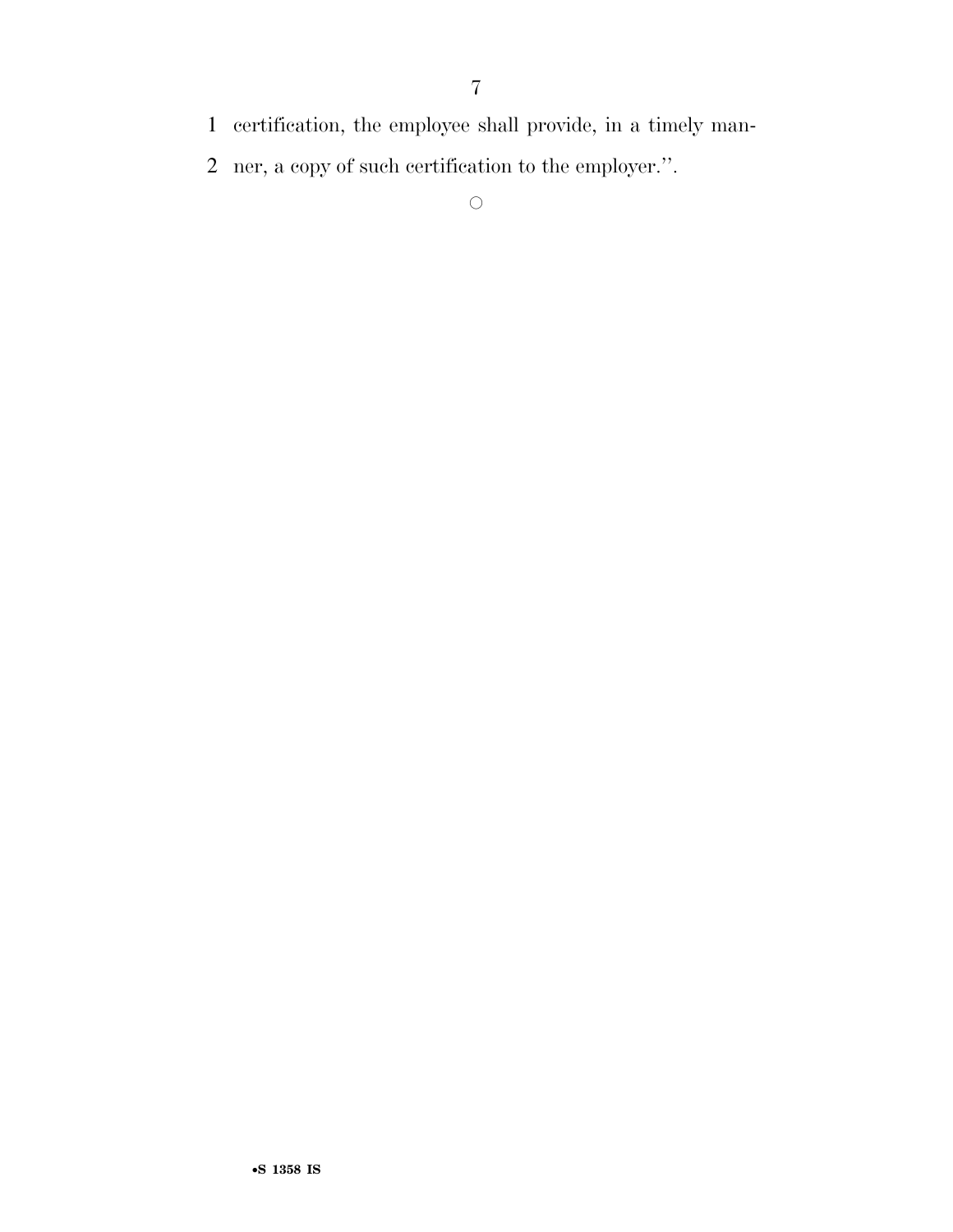certification, the employee shall provide, in a timely manner, a copy of such certification to the employer.''.